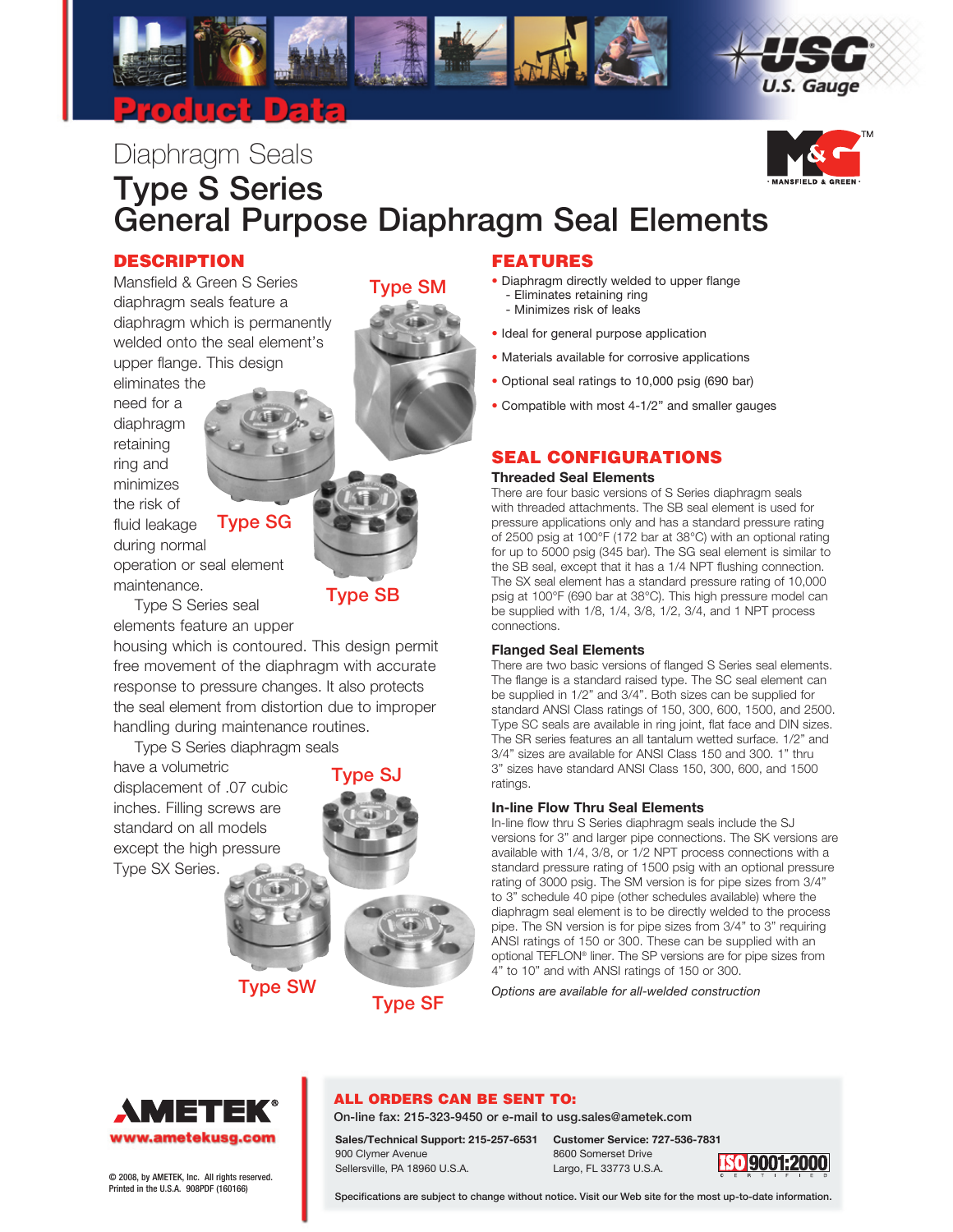# Product Data

## Diaphragm Seals

# Type S Series General Purpose Diaphragm Seal Elements

## DESCRIPTION

Mansfield & Green S Series diaphragm seals feature a diaphragm which is permanently welded onto the seal element's upper flange. This design eliminates the need for a diaphragm retaining ring and minimizes the risk of fluid leakage during normal operation or seal element maintenance.

Type S Series seal elements feature an upper housing which is contoured. This design permit free movement of the diaphragm with accurate response to pressure changes. It also protects the seal element from distortion due to improper handling during maintenance routines.

Type S Series diaphragm seals have a volumetric displacement of .07 cubic inches. Filling screws are standard on all models except the high pressure Type SX Series.

Type SM

Type SG

Type SB

Type SJ

Type SW

Type SF

## FEATURES

- Diaphragm directly welded to upper flange
  - Eliminates retaining ring
  - Minimizes risk of leaks
- Ideal for general purpose application
- Materials available for corrosive applications
- Optional seal ratings to 10,000 psig (690 bar)
- Compatible with most 4-1/2" and smaller gauges

## SEAL CONFIGURATIONS

### Threaded Seal Elements

There are four basic versions of S Series diaphragm seals with threaded attachments. The SB seal element is used for pressure applications only and has a standard pressure rating of 2500 psig at 100°F (172 bar at 38°C) with an optional rating for up to 5000 psig (345 bar). The SG seal element is similar to the SB seal, except that it has a 1/4 NPT flushing connection. The SX seal element has a standard pressure rating of 10,000 psig at 100°F (690 bar at 38°C). This high pressure model can be supplied with 1/8, 1/4, 3/8, 1/2, 3/4, and 1 NPT process connections.

### Flanged Seal Elements

There are two basic versions of flanged S Series seal elements. The flange is a standard raised type. The SC seal element can be supplied in 1/2" and 3/4". Both sizes can be supplied for standard ANSI Class ratings of 150, 300, 600, 1500, and 2500. Type SC seals are available in ring joint, flat face and DIN sizes. The SR series features an all tantalum wetted surface. 1/2" and 3/4" sizes are available for ANSI Class 150 and 300. 1" thru 3" sizes have standard ANSI Class 150, 300, 600, and 1500 ratings.

### In-line Flow Thru Seal Elements

In-line flow thru S Series diaphragm seals include the SJ versions for 3" and larger pipe connections. The SK versions are available with 1/4, 3/8, or 1/2 NPT process connections with a standard pressure rating of 1500 psig with an optional pressure rating of 3000 psig. The SM version is for pipe sizes from 3/4" to 3" schedule 40 pipe (other schedules available) where the diaphragm seal element is to be directly welded to the process pipe. The SN version is for pipe sizes from 3/4" to 3" requiring ANSI ratings of 150 or 300. These can be supplied with an optional TEFLON® liner. The SP versions are for pipe sizes from 4" to 10" and with ANSI ratings of 150 or 300.

*Options are available for all-welded construction*

---

AMETEK®
www.ametekusg.com

© 2008, by AMETEK, Inc. All rights reserved.
Printed in the U.S.A. 908PDF (160166)

**ALL ORDERS CAN BE SENT TO:**

On-line fax: 215-323-9450 or e-mail to usg.sales@ametek.com

**Sales/Technical Support: 215-257-6531**
900 Clymer Avenue
Sellersville, PA 18960 U.S.A.

**Customer Service: 727-536-7831**
8600 Somerset Drive
Largo, FL 33773 U.S.A.

ISO 9001:2000 CERTIFIED

Specifications are subject to change without notice. Visit our Web site for the most up-to-date information.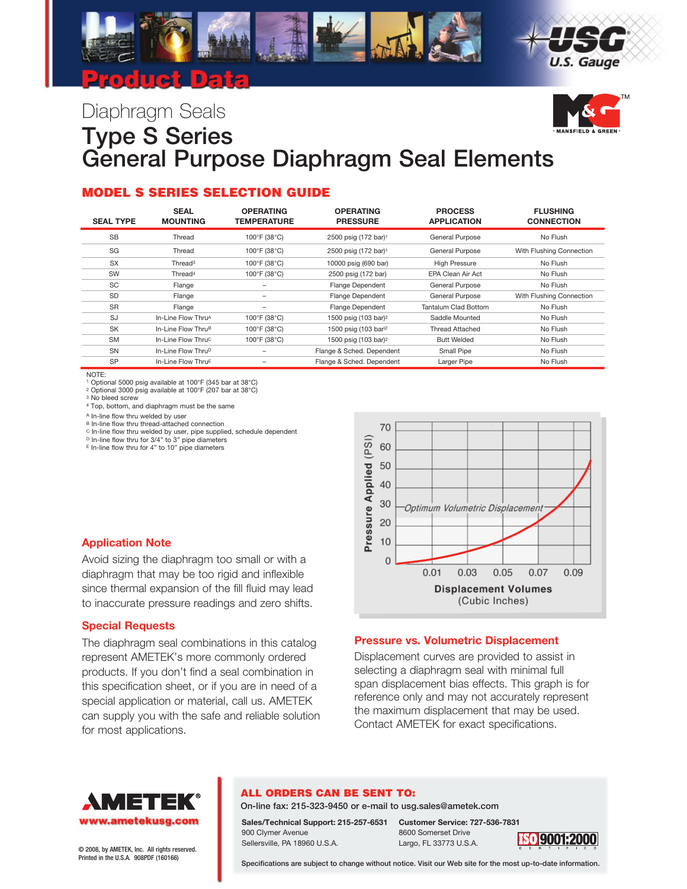Product Data

# Diaphragm Seals

# Type S Series
# General Purpose Diaphragm Seal Elements

## MODEL S SERIES SELECTION GUIDE

| SEAL TYPE | SEAL MOUNTING | OPERATING TEMPERATURE | OPERATING PRESSURE | PROCESS APPLICATION | FLUSHING CONNECTION |
|---|---|---|---|---|---|
| SB | Thread | 100°F (38°C) | 2500 psig (172 bar)[1] | General Purpose | No Flush |
| SG | Thread | 100°F (38°C) | 2500 psig (172 bar)[1] | General Purpose | With Flushing Connection |
| SX | Thread[3] | 100°F (38°C) | 10000 psig (690 bar) | High Pressure | No Flush |
| SW | Thread[4] | 100°F (38°C) | 2500 psig (172 bar) | EPA Clean Air Act | No Flush |
| SC | Flange | – | Flange Dependent | General Purpose | No Flush |
| SD | Flange | – | Flange Dependent | General Purpose | With Flushing Connection |
| SR | Flange | – | Flange Dependent | Tantalum Clad Bottom | No Flush |
| SJ | In-Line Flow Thru[A] | 100°F (38°C) | 1500 psig (103 bar)[2] | Saddle Mounted | No Flush |
| SK | In-Line Flow Thru[B] | 100°F (38°C) | 1500 psig (103 bar)[2] | Thread Attached | No Flush |
| SM | In-Line Flow Thru[C] | 100°F (38°C) | 1500 psig (103 bar)[2] | Butt Welded | No Flush |
| SN | In-Line Flow Thru[D] | – | Flange & Sched. Dependent | Small Pipe | No Flush |
| SP | In-Line Flow Thru[E] | – | Flange & Sched. Dependent | Larger Pipe | No Flush |

NOTE:
[1] Optional 5000 psig available at 100°F (345 bar at 38°C)
[2] Optional 3000 psig available at 100°F (207 bar at 38°C)
[3] No bleed screw
[4] Top, bottom, and diaphragm must be the same
[A] In-line flow thru welded by user
[B] In-line flow thru thread-attached connection
[C] In-line flow thru welded by user, pipe supplied, schedule dependent
[D] In-line flow thru for 3/4" to 3" pipe diameters
[E] In-line flow thru for 4" to 10" pipe diameters

Pressure Applied (PSI)
70
60
50
40
30
20
10
0
Optimum Volumetric Displacement
0.01 0.03 0.05 0.07 0.09
Displacement Volumes
(Cubic Inches)

### Application Note

Avoid sizing the diaphragm too small or with a diaphragm that may be too rigid and inflexible since thermal expansion of the fill fluid may lead to inaccurate pressure readings and zero shifts.

### Special Requests

The diaphragm seal combinations in this catalog represent AMETEK's more commonly ordered products. If you don't find a seal combination in this specification sheet, or if you are in need of a special application or material, call us. AMETEK can supply you with the safe and reliable solution for most applications.

### Pressure vs. Volumetric Displacement

Displacement curves are provided to assist in selecting a diaphragm seal with minimal full span displacement bias effects. This graph is for reference only and may not accurately represent the maximum displacement that may be used. Contact AMETEK for exact specifications.

AMETEK®
www.ametekusg.com

© 2008, by AMETEK, Inc. All rights reserved.
Printed in the U.S.A. 908PDF (160166)

**ALL ORDERS CAN BE SENT TO:**
On-line fax: 215-323-9450 or e-mail to usg.sales@ametek.com

**Sales/Technical Support: 215-257-6531**
900 Clymer Avenue
Sellersville, PA 18960 U.S.A.

**Customer Service: 727-536-7831**
8600 Somerset Drive
Largo, FL 33773 U.S.A.

ISO 9001:2000 CERTIFIED

Specifications are subject to change without notice. Visit our Web site for the most up-to-date information.